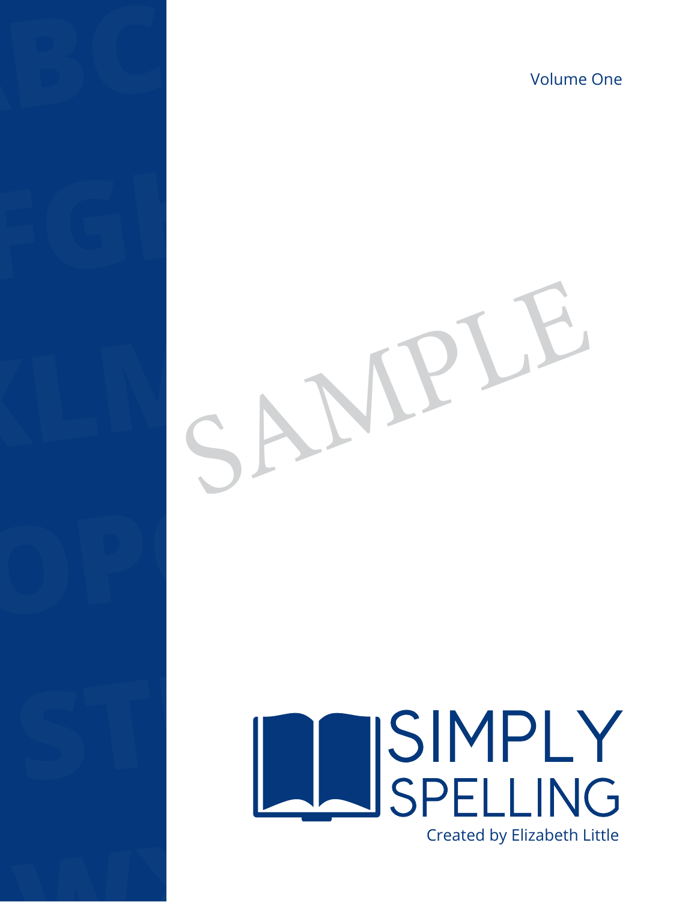Volume One

SAMPLE

# SIMPLY SPELLING

Created by Elizabeth Little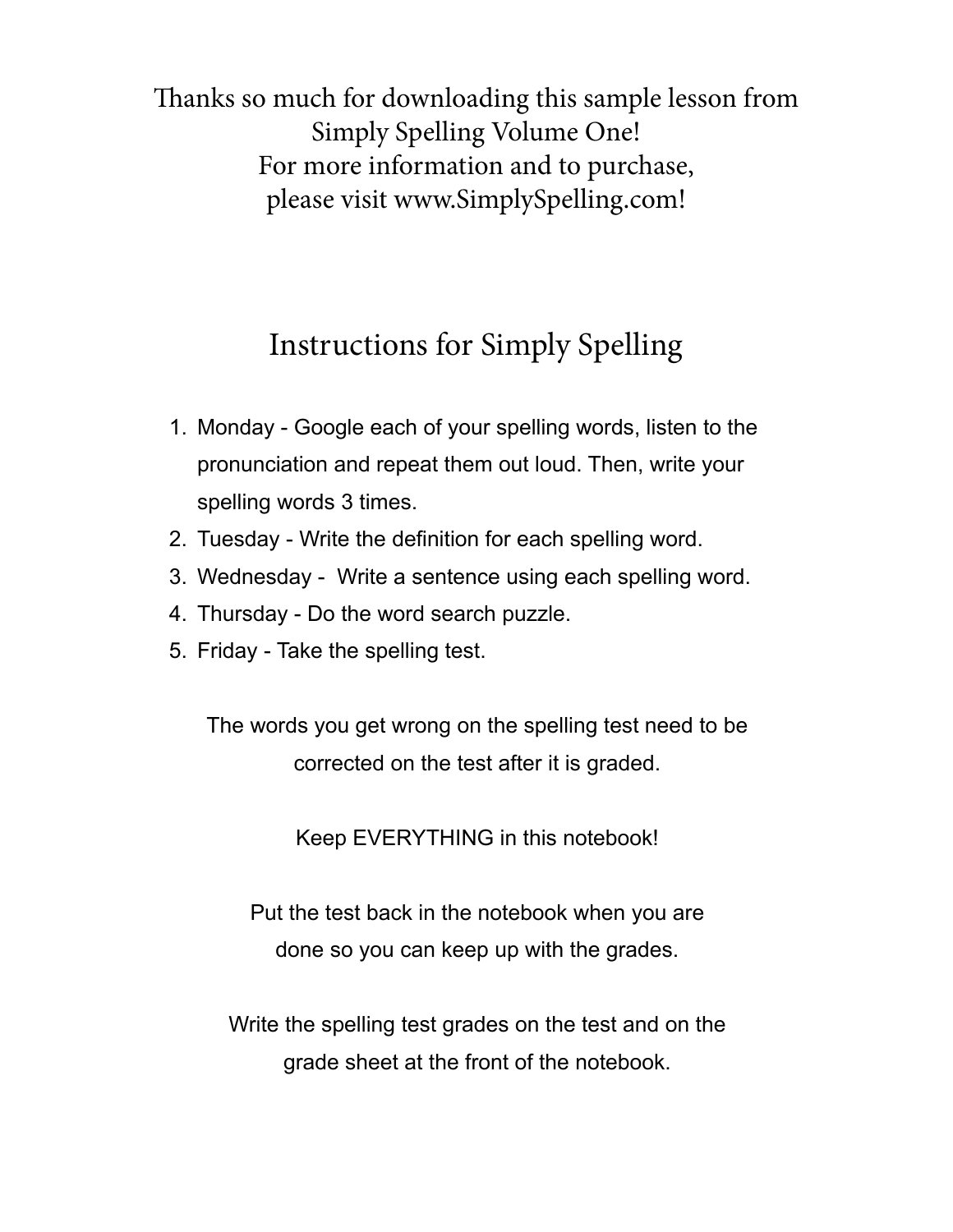Thanks so much for downloading this sample lesson from
Simply Spelling Volume One!
For more information and to purchase,
please visit www.SimplySpelling.com!

# Instructions for Simply Spelling

1. Monday - Google each of your spelling words, listen to the pronunciation and repeat them out loud. Then, write your spelling words 3 times.
2. Tuesday - Write the definition for each spelling word.
3. Wednesday - Write a sentence using each spelling word.
4. Thursday - Do the word search puzzle.
5. Friday - Take the spelling test.

The words you get wrong on the spelling test need to be corrected on the test after it is graded.

Keep EVERYTHING in this notebook!

Put the test back in the notebook when you are done so you can keep up with the grades.

Write the spelling test grades on the test and on the grade sheet at the front of the notebook.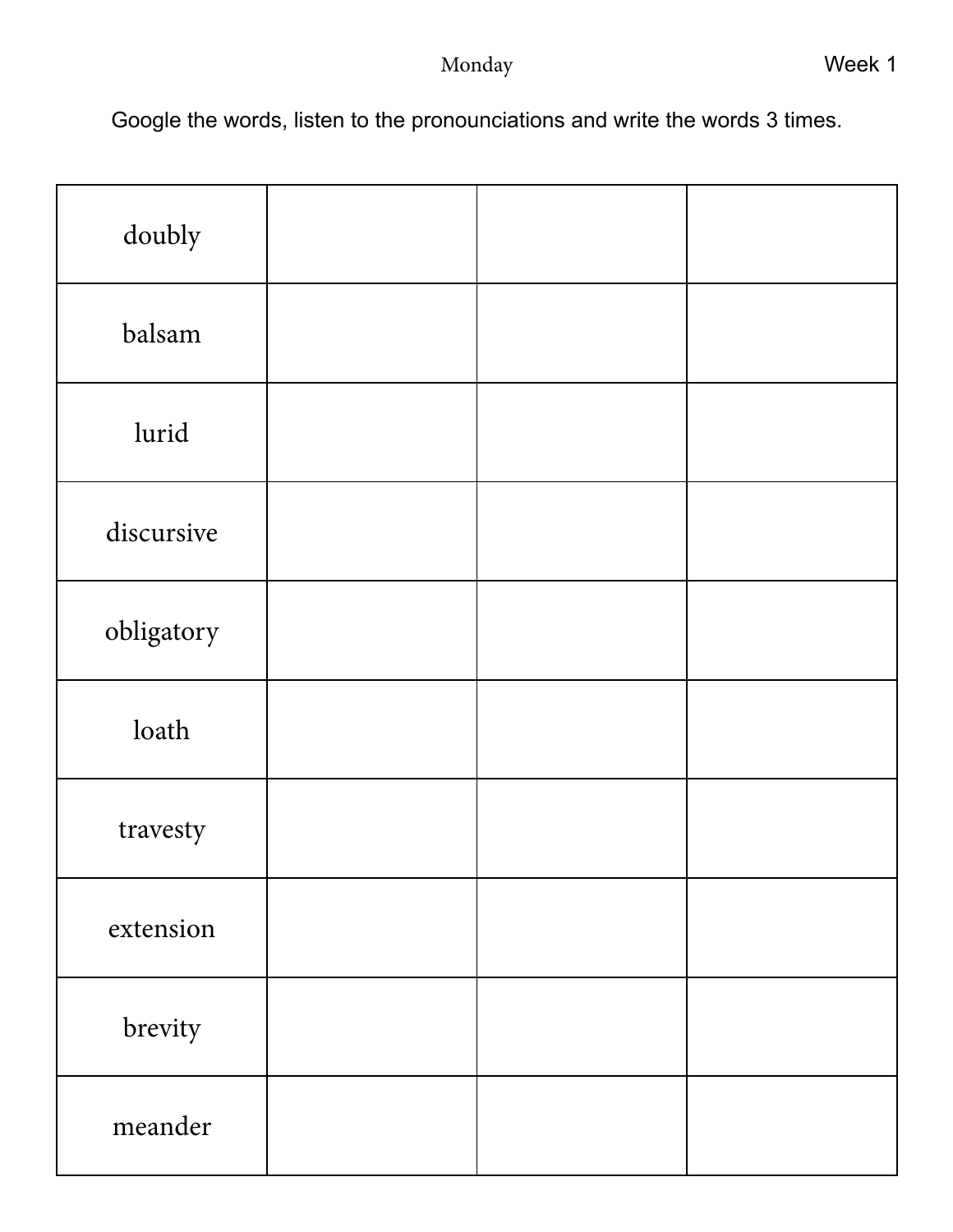Monday

Week 1

Google the words, listen to the pronounciations and write the words 3 times.

| | | | |
|---|---|---|---|
| doubly | | | |
| balsam | | | |
| lurid | | | |
| discursive | | | |
| obligatory | | | |
| loath | | | |
| travesty | | | |
| extension | | | |
| brevity | | | |
| meander | | | |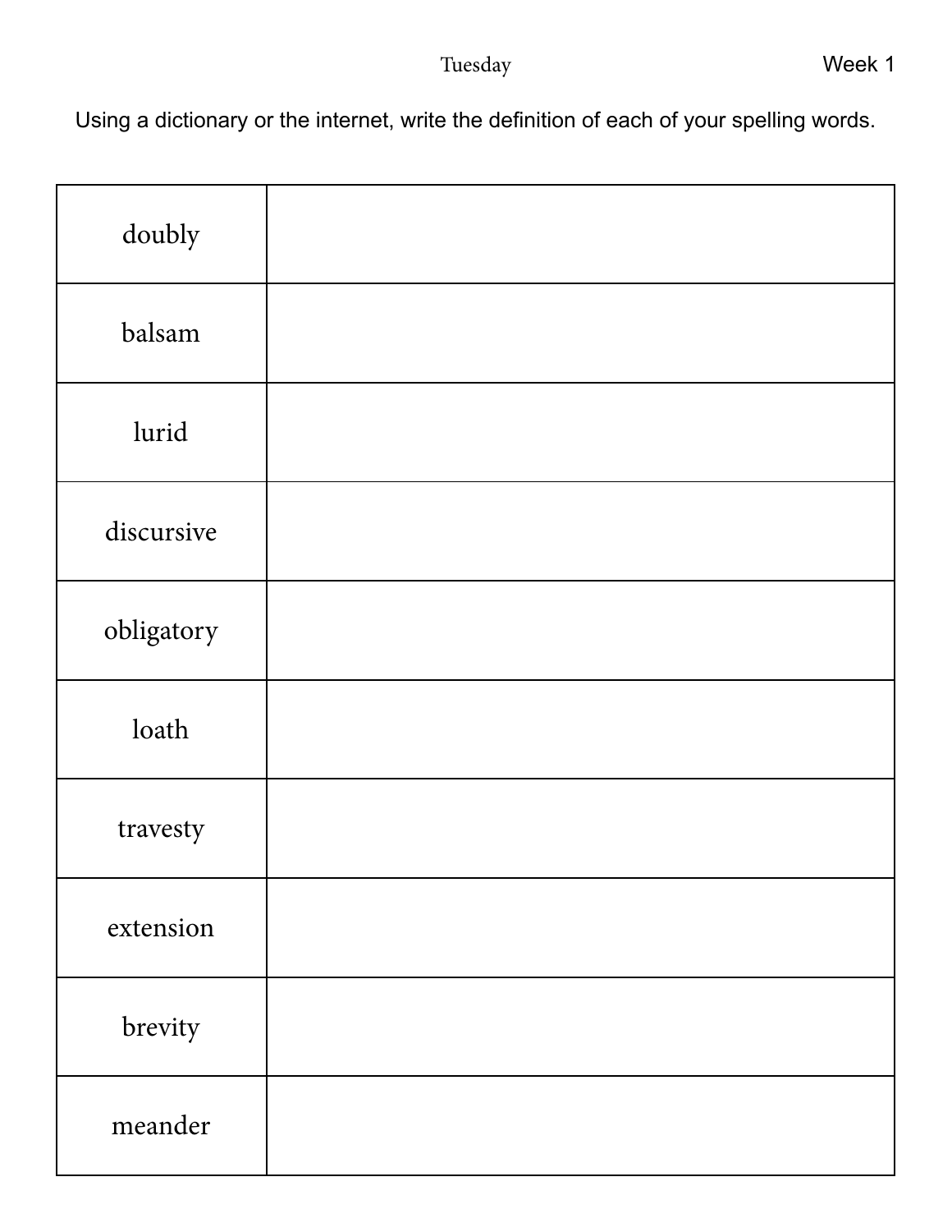Tuesday

Week 1

Using a dictionary or the internet, write the definition of each of your spelling words.

| | |
|---|---|
| doubly | |
| balsam | |
| lurid | |
| discursive | |
| obligatory | |
| loath | |
| travesty | |
| extension | |
| brevity | |
| meander | |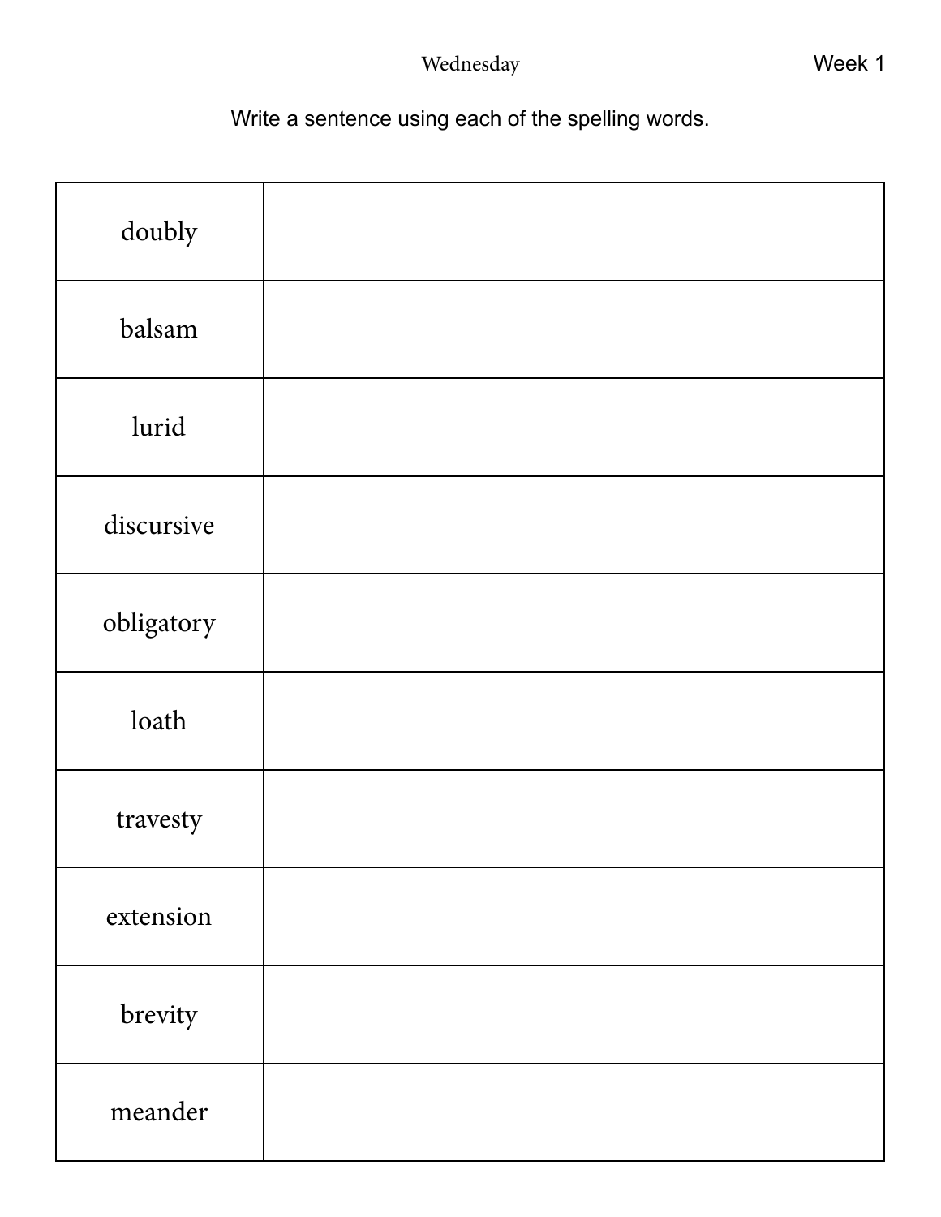Wednesday

Week 1

Write a sentence using each of the spelling words.

| | |
|---|---|
| doubly | |
| balsam | |
| lurid | |
| discursive | |
| obligatory | |
| loath | |
| travesty | |
| extension | |
| brevity | |
| meander | |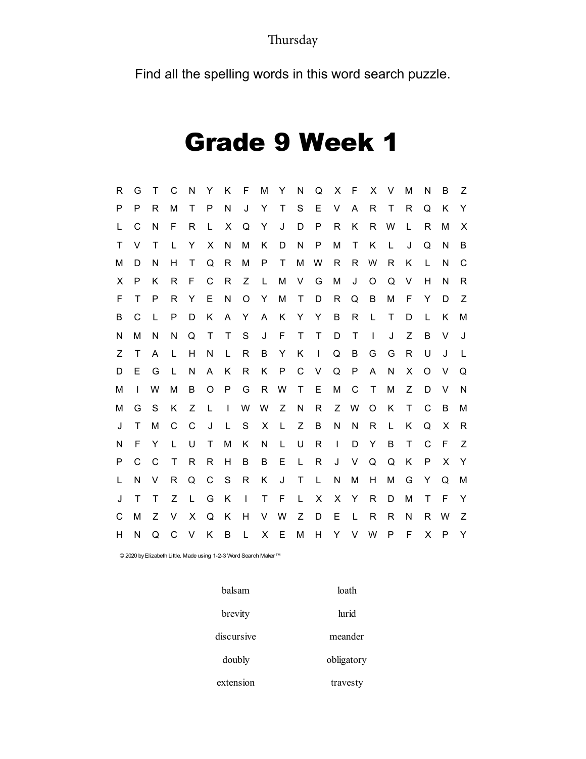Thursday

Find all the spelling words in this word search puzzle.

# Grade 9 Week 1

```
R G T C N Y K F M Y N Q X F X V M N B Z
P P R M T P N J Y T S E V A R T R Q K Y
L C N F R L X Q Y J D P R K R W L R M X
T V T L Y X N M K D N P M T K L J Q N B
M D N H T Q R M P T M W R R W R K L N C
X P K R F C R Z L M V G M J O Q V H N R
F T P R Y E N O Y M T D R Q B M F Y D Z
B C L P D K A Y A K Y Y B R L T D L K M
N M N N Q T T S J F T T D T I J Z B V J
Z T A L H N L R B Y K I Q B G G R U J L
D E G L N A K R K P C V Q P A N X O V Q
M I W M B O P G R W T E M C T M Z D V N
M G S K Z L I W W Z N R Z W O K T C B M
J T M C C J L S X L Z B N N R L K Q X R
N F Y L U T M K N L U R I D Y B T C F Z
P C C T R R H B B E L R J V Q Q K P X Y
L N V R Q C S R K J T L N M H M G Y Q M
J T T Z L G K I T F L X X Y R D M T F Y
C M Z V X Q K H V W Z D E L R R N R W Z
H N Q C V K B L X E M H Y V W P F X P Y
```

© 2020 by Elizabeth Little. Made using 1-2-3 Word Search Maker™

balsam

brevity

discursive

doubly

extension

loath

lurid

meander

obligatory

travesty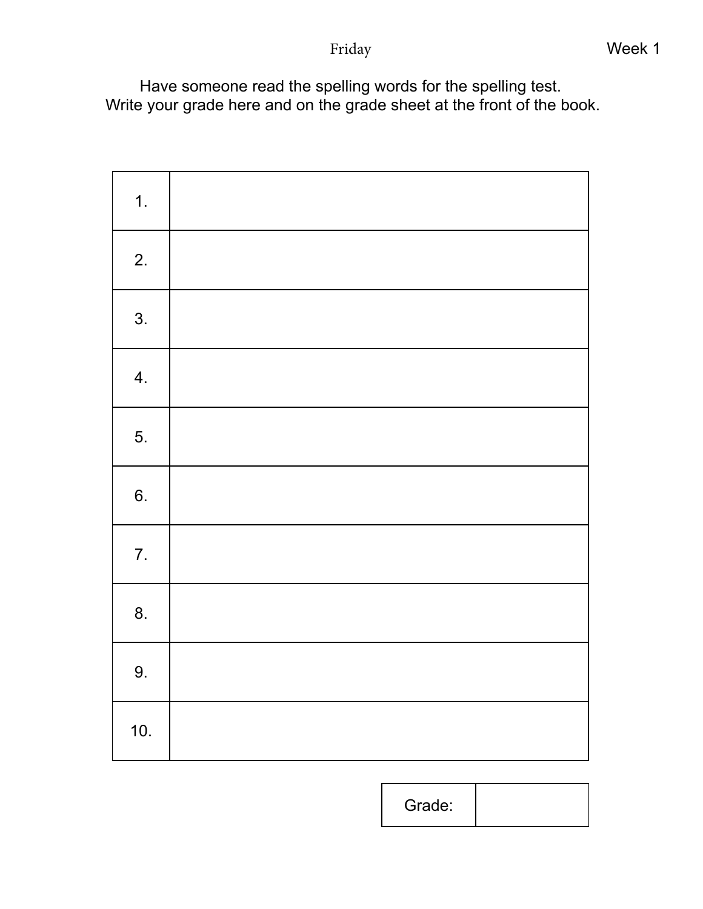Friday

Week 1

Have someone read the spelling words for the spelling test.
Write your grade here and on the grade sheet at the front of the book.

| | |
|---|---|
| 1. | |
| 2. | |
| 3. | |
| 4. | |
| 5. | |
| 6. | |
| 7. | |
| 8. | |
| 9. | |
| 10. | |

| Grade: | |
|---|---|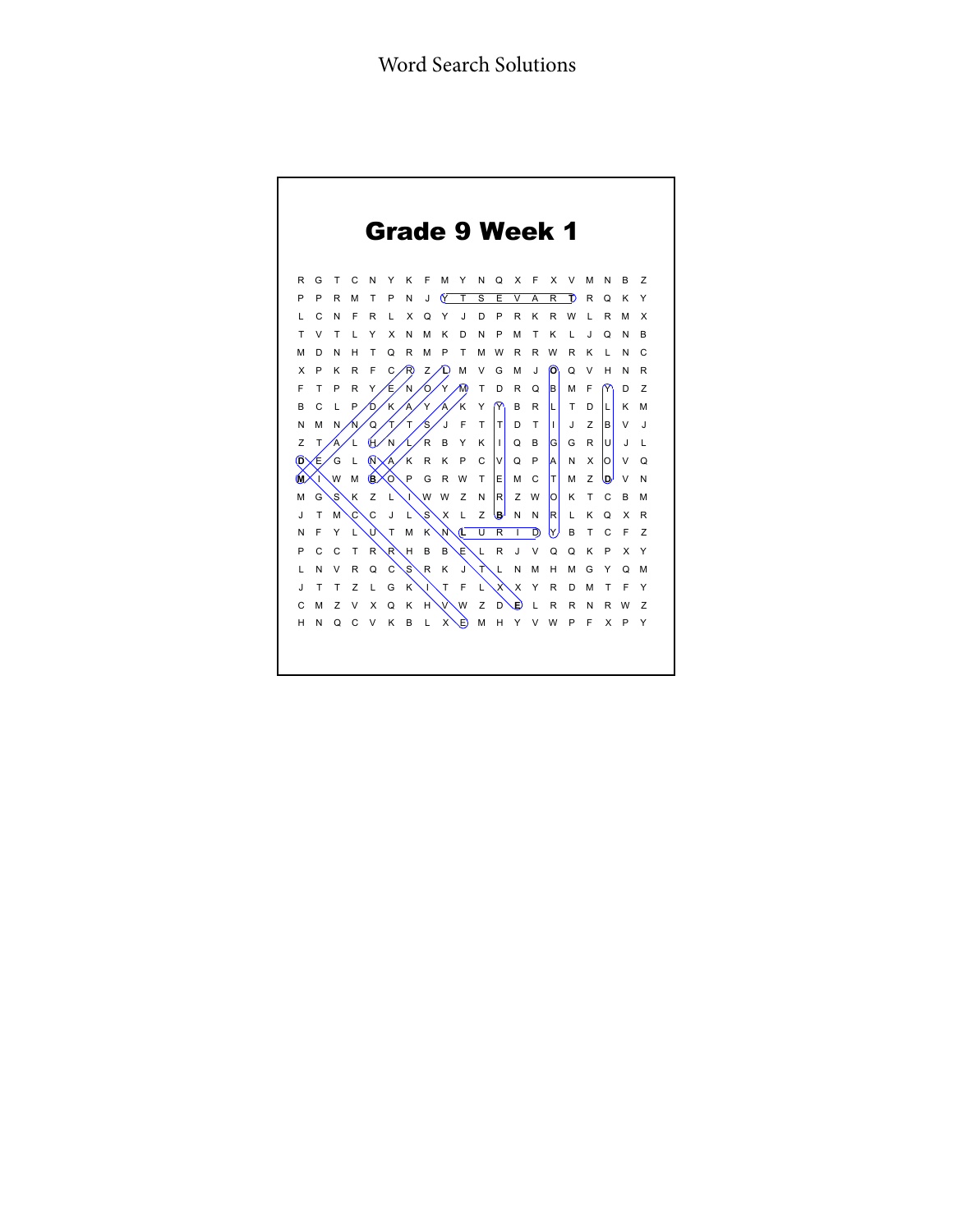Word Search Solutions

# Grade 9 Week 1

```
R G T C N Y K F M Y N Q X F X V M N B Z
P P R M T P N J Y T S E V A R T R Q K Y
L C N F R L X Q Y J D P R K R W L R M X
T V T L Y X N M K D N P M T K L J Q N B
M D N H T Q R M P T M W R R W R K L N C
X P K R F C R Z L M V G M J O Q V H N R
F T P R Y E N O Y M T D R Q B M F Y D Z
B C L P D K A Y A K Y Y B R L T D L K M
N M N N Q T T S J F T T D T I J Z B V J
Z T A L H N L R B Y K I Q B G G R U J L
D E G L N A K R K P C V Q P A N X O V Q
M I W M B O P G R W T E M C T M Z D V N
M G S K Z L I W W Z N R Z W O K T C B M
J T M C C J L S X L Z B N N R L K Q X R
N F Y L U T M K N L U R I D Y B T C F Z
P C C T R R H B B E L R J V Q Q K P X Y
L N V R Q C S R K J T L N M H M G Y Q M
J T T Z L G K I T F L X X Y R D M T F Y
C M Z V X Q K H V W Z D E L R R N R W Z
H N Q C V K B L X E M H Y V W P F X P Y
```